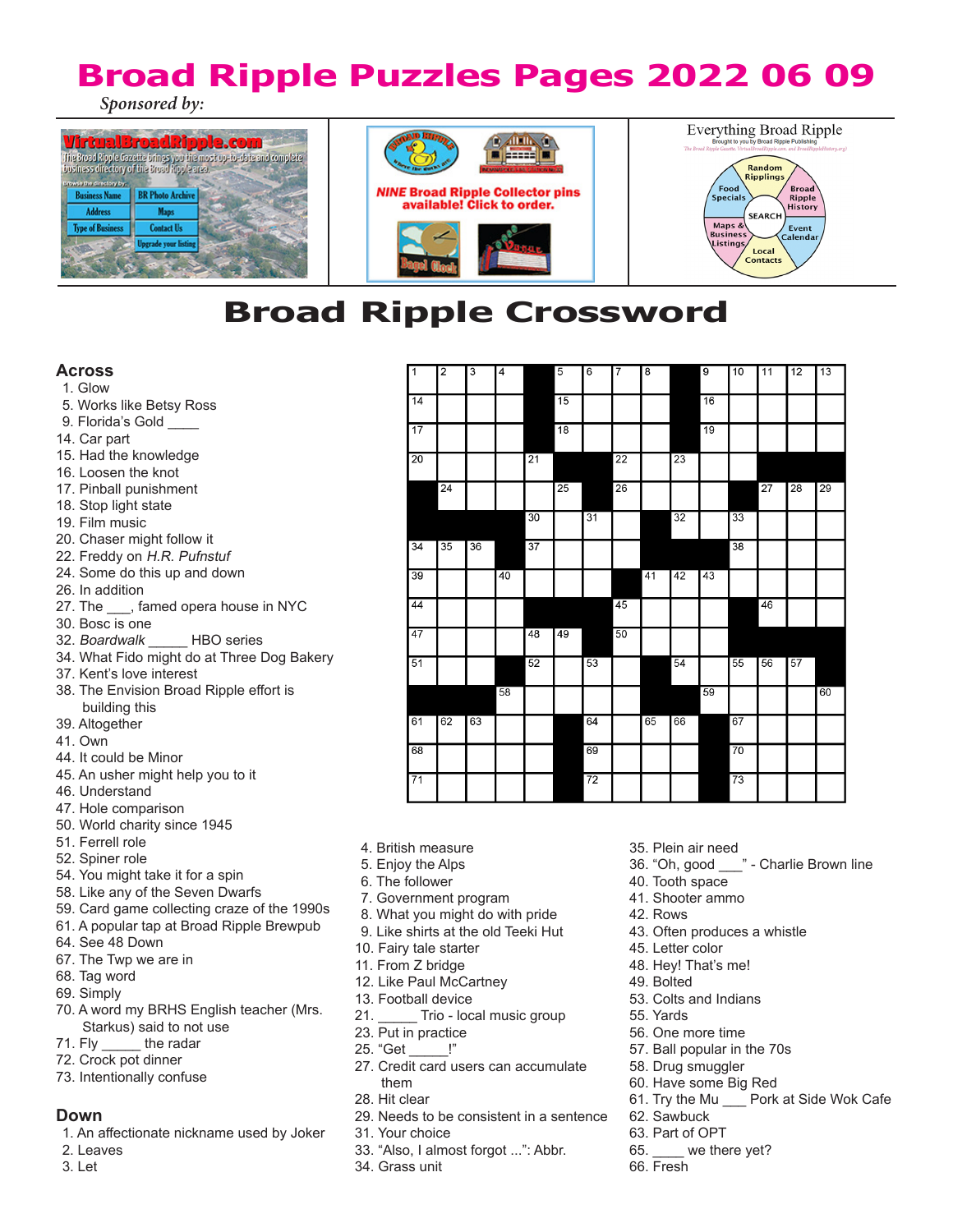# Broad Ripple Puzzles Pages 2022 06 09

*Sponsored by:*

VirtualBroadRipple.com

The Broad Ripple Gazette brings you the most up-to-date and complete business directory of the Broad Ripple area.

Browse the directory by: Business Name | BR Photo Archive | Address | Maps | Type of Business | Contact Us | Upgrade your listing

*NINE Broad Ripple Collector pins available! Click to order.*

Everything Broad Ripple

Brought to you by Broad Ripple Publishing

Random Ripplings | Broad Ripple History | Event Calendar | Local Contacts | Maps & Business Listings | Food Specials | SEARCH

## Broad Ripple Crossword

### Across

1. Glow
5. Works like Betsy Ross
9. Florida's Gold ____
14. Car part
15. Had the knowledge
16. Loosen the knot
17. Pinball punishment
18. Stop light state
19. Film music
20. Chaser might follow it
22. Freddy on *H.R. Pufnstuf*
24. Some do this up and down
26. In addition
27. The ___, famed opera house in NYC
30. Bosc is one
32. *Boardwalk* _____ HBO series
34. What Fido might do at Three Dog Bakery
37. Kent's love interest
38. The Envision Broad Ripple effort is building this
39. Altogether
41. Own
44. It could be Minor
45. An usher might help you to it
46. Understand
47. Hole comparison
50. World charity since 1945
51. Ferrell role
52. Spiner role
54. You might take it for a spin
58. Like any of the Seven Dwarfs
59. Card game collecting craze of the 1990s
61. A popular tap at Broad Ripple Brewpub
64. See 48 Down
67. The Twp we are in
68. Tag word
69. Simply
70. A word my BRHS English teacher (Mrs. Starkus) said to not use
71. Fly _____ the radar
72. Crock pot dinner
73. Intentionally confuse

### Down

1. An affectionate nickname used by Joker
2. Leaves
3. Let
4. British measure
5. Enjoy the Alps
6. The follower
7. Government program
8. What you might do with pride
9. Like shirts at the old Teeki Hut
10. Fairy tale starter
11. From Z bridge
12. Like Paul McCartney
13. Football device
21. _____ Trio - local music group
23. Put in practice
25. "Get _____!"
27. Credit card users can accumulate them
28. Hit clear
29. Needs to be consistent in a sentence
31. Your choice
33. "Also, I almost forgot ...": Abbr.
34. Grass unit
35. Plein air need
36. "Oh, good ___" - Charlie Brown line
40. Tooth space
41. Shooter ammo
42. Rows
43. Often produces a whistle
45. Letter color
48. Hey! That's me!
49. Bolted
53. Colts and Indians
55. Yards
56. One more time
57. Ball popular in the 70s
58. Drug smuggler
60. Have some Big Red
61. Try the Mu ___ Pork at Side Wok Cafe
62. Sawbuck
63. Part of OPT
65. ____ we there yet?
66. Fresh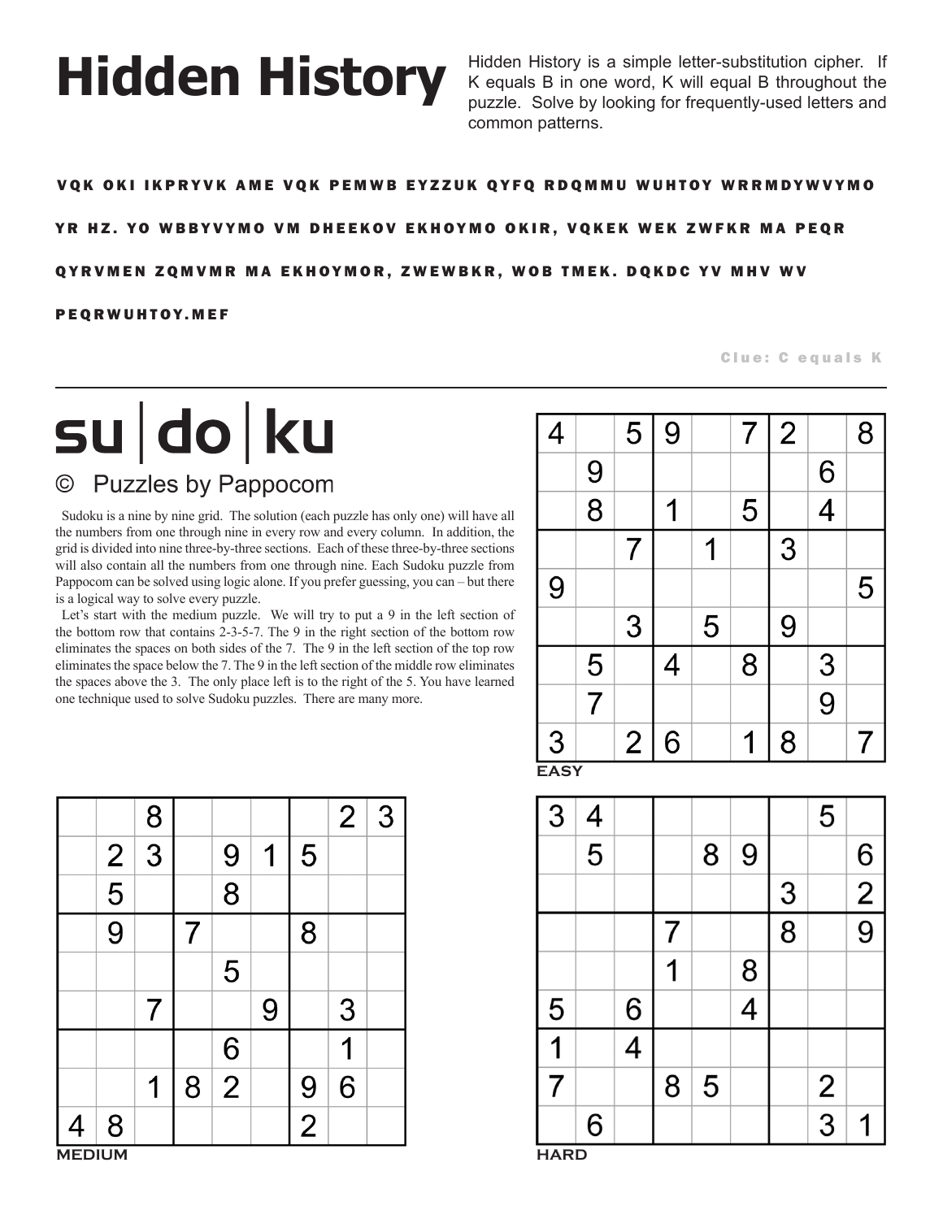# Hidden History

Hidden History is a simple letter-substitution cipher. If K equals B in one word, K will equal B throughout the puzzle. Solve by looking for frequently-used letters and common patterns.

**VQK OKI IKPRYVK AME VQK PEMWB EYZZUK QYFQ RDQMMU WUHTOY WRRMDYWVYMO YR HZ. YO WBBYVYMO VM DHEEKOV EKHOYMO OKIR, VQKEK WEK ZWFKR MA PEQR QYRVMEN ZQMVMR MA EKHOYMOR, ZWEWBKR, WOB TMEK. DQKDC YV MHV WV PEQRWUHTOY.MEF**

Clue: C equals K

# su|do|ku

© Puzzles by Pappocom

Sudoku is a nine by nine grid. The solution (each puzzle has only one) will have all the numbers from one through nine in every row and every column. In addition, the grid is divided into nine three-by-three sections. Each of these three-by-three sections will also contain all the numbers from one through nine. Each Sudoku puzzle from Pappocom can be solved using logic alone. If you prefer guessing, you can – but there is a logical way to solve every puzzle.

Let's start with the medium puzzle. We will try to put a 9 in the left section of the bottom row that contains 2-3-5-7. The 9 in the right section of the bottom row eliminates the spaces on both sides of the 7. The 9 in the left section of the top row eliminates the space below the 7. The 9 in the left section of the middle row eliminates the spaces above the 3. The only place left is to the right of the 5. You have learned one technique used to solve Sudoku puzzles. There are many more.

**EASY**

| | | | | | | | | |
|---|---|---|---|---|---|---|---|---|
| 4 | | 5 | 9 | | 7 | 2 | | 8 |
| | 9 | | | | | | 6 | |
| | 8 | | 1 | | 5 | | 4 | |
| | | 7 | | 1 | | 3 | | |
| 9 | | | | | | | | 5 |
| | | 3 | | 5 | | 9 | | |
| | 5 | | 4 | | 8 | | 3 | |
| | 7 | | | | | | 9 | |
| 3 | | 2 | 6 | | 1 | 8 | | 7 |

**MEDIUM**

| | | | | | | | | |
|---|---|---|---|---|---|---|---|---|
| | | 8 | | | | | 2 | 3 |
| | 2 | 3 | | 9 | 1 | 5 | | |
| | 5 | | | 8 | | | | |
| | 9 | | 7 | | | 8 | | |
| | | | | 5 | | | | |
| | | 7 | | | 9 | | 3 | |
| | | | | 6 | | | 1 | |
| | | 1 | 8 | 2 | | 9 | 6 | |
| 4 | 8 | | | | | 2 | | |

**HARD**

| | | | | | | | | |
|---|---|---|---|---|---|---|---|---|
| 3 | 4 | | | | | | 5 | |
| | 5 | | | 8 | 9 | | | 6 |
| | | | | | | 3 | | 2 |
| | | | 7 | | | 8 | | 9 |
| | | | 1 | | 8 | | | |
| 5 | | 6 | | | 4 | | | |
| 1 | | 4 | | | | | | |
| 7 | | | 8 | 5 | | | 2 | |
| | 6 | | | | | | 3 | 1 |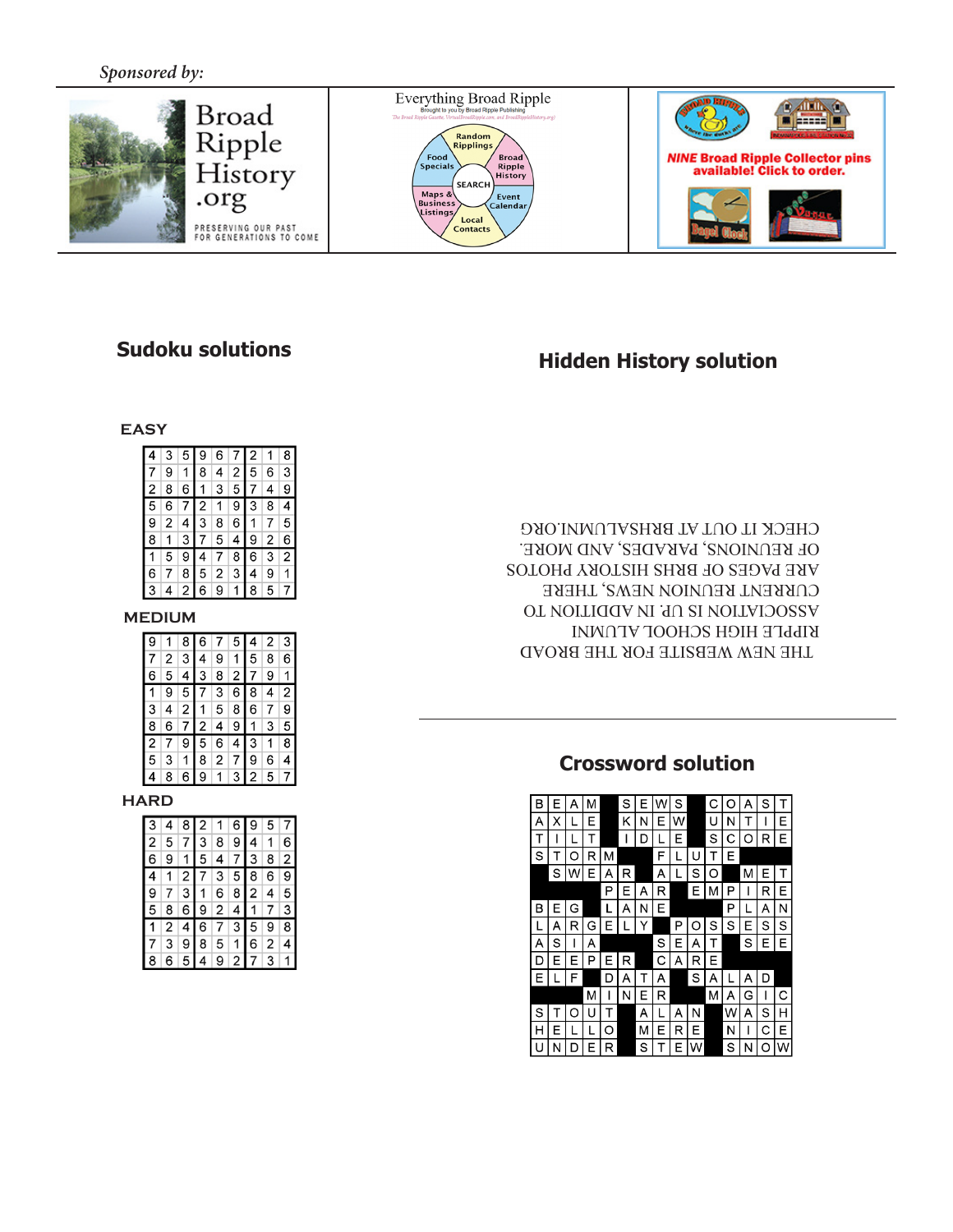*Sponsored by:*

Broad Ripple History.org
PRESERVING OUR PAST FOR GENERATIONS TO COME

Everything Broad Ripple
Brought to you by Broad Ripple Publishing
The Broad Ripple Gazette, VirtualBroadRipple.com, and BroadRippleHistory.org

Random Ripplings · Broad Ripple History · Event Calendar · Local Contacts · Maps & Business Listings · Food Specials · SEARCH

***NINE* Broad Ripple Collector pins available! Click to order.**

## Sudoku solutions

### EASY

| | | | | | | | | |
|---|---|---|---|---|---|---|---|---|
| 4 | 3 | 5 | 9 | 6 | 7 | 2 | 1 | 8 |
| 7 | 9 | 1 | 8 | 4 | 2 | 5 | 6 | 3 |
| 2 | 8 | 6 | 1 | 3 | 5 | 7 | 4 | 9 |
| 5 | 6 | 7 | 2 | 1 | 9 | 3 | 8 | 4 |
| 9 | 2 | 4 | 3 | 8 | 6 | 1 | 7 | 5 |
| 8 | 1 | 3 | 7 | 5 | 4 | 9 | 2 | 6 |
| 1 | 5 | 9 | 4 | 7 | 8 | 6 | 3 | 2 |
| 6 | 7 | 8 | 5 | 2 | 3 | 4 | 9 | 1 |
| 3 | 4 | 2 | 6 | 9 | 1 | 8 | 5 | 7 |

### MEDIUM

| | | | | | | | | |
|---|---|---|---|---|---|---|---|---|
| 9 | 1 | 8 | 6 | 7 | 5 | 4 | 2 | 3 |
| 7 | 2 | 3 | 4 | 9 | 1 | 5 | 8 | 6 |
| 6 | 5 | 4 | 3 | 8 | 2 | 7 | 9 | 1 |
| 1 | 9 | 5 | 7 | 3 | 6 | 8 | 4 | 2 |
| 3 | 4 | 2 | 1 | 5 | 8 | 6 | 7 | 9 |
| 8 | 6 | 7 | 2 | 4 | 9 | 1 | 3 | 5 |
| 2 | 7 | 9 | 5 | 6 | 4 | 3 | 1 | 8 |
| 5 | 3 | 1 | 8 | 2 | 7 | 9 | 6 | 4 |
| 4 | 8 | 6 | 9 | 1 | 3 | 2 | 5 | 7 |

### HARD

| | | | | | | | | |
|---|---|---|---|---|---|---|---|---|
| 3 | 4 | 8 | 2 | 1 | 6 | 9 | 5 | 7 |
| 2 | 5 | 7 | 3 | 8 | 9 | 4 | 1 | 6 |
| 6 | 9 | 1 | 5 | 4 | 7 | 3 | 8 | 2 |
| 4 | 1 | 2 | 7 | 3 | 5 | 8 | 6 | 9 |
| 9 | 7 | 3 | 1 | 6 | 8 | 2 | 4 | 5 |
| 5 | 8 | 6 | 9 | 2 | 4 | 1 | 7 | 3 |
| 1 | 2 | 4 | 6 | 7 | 3 | 5 | 9 | 8 |
| 7 | 3 | 9 | 8 | 5 | 1 | 6 | 2 | 4 |
| 8 | 6 | 5 | 4 | 9 | 2 | 7 | 3 | 1 |

## Hidden History solution

THE NEW WEBSITE FOR THE BROAD RIPPLE HIGH SCHOOL ALUMNI ASSOCIATION IS UP. IN ADDITION TO CURRENT REUNION NEWS, THERE ARE PAGES OF BRHS HISTORY PHOTOS OF REUNIONS, PARADES, AND MORE. CHECK IT OUT AT BRHSALUMNI.ORG

## Crossword solution

| | | | | | | | | | | | | | | |
|---|---|---|---|---|---|---|---|---|---|---|---|---|---|---|
| B | E | A | M | | S | E | W | S | | C | O | A | S | T |
| A | X | L | E | | K | N | E | W | | U | N | T | I | E |
| T | I | L | T | | I | D | L | E | | S | C | O | R | E |
| S | T | O | R | M | | | F | L | U | T | E | | | |
| | S | W | E | A | R | | A | L | S | O | | M | E | T |
| | | | | P | E | A | R | | E | M | P | I | R | E |
| B | E | G | | L | A | N | E | | | | P | L | A | N |
| L | A | R | G | E | L | Y | | P | O | S | S | E | S | S |
| A | S | I | A | | | | S | E | A | T | | S | E | E |
| D | E | E | P | E | R | | C | A | R | E | | | | |
| E | L | F | | D | A | T | A | | S | A | L | A | D | |
| | | | M | I | N | E | R | | | M | A | G | I | C |
| S | T | O | U | T | | A | L | A | N | | W | A | S | H |
| H | E | L | L | O | | M | E | R | E | | N | I | C | E |
| U | N | D | E | R | | S | T | E | W | | S | N | O | W |